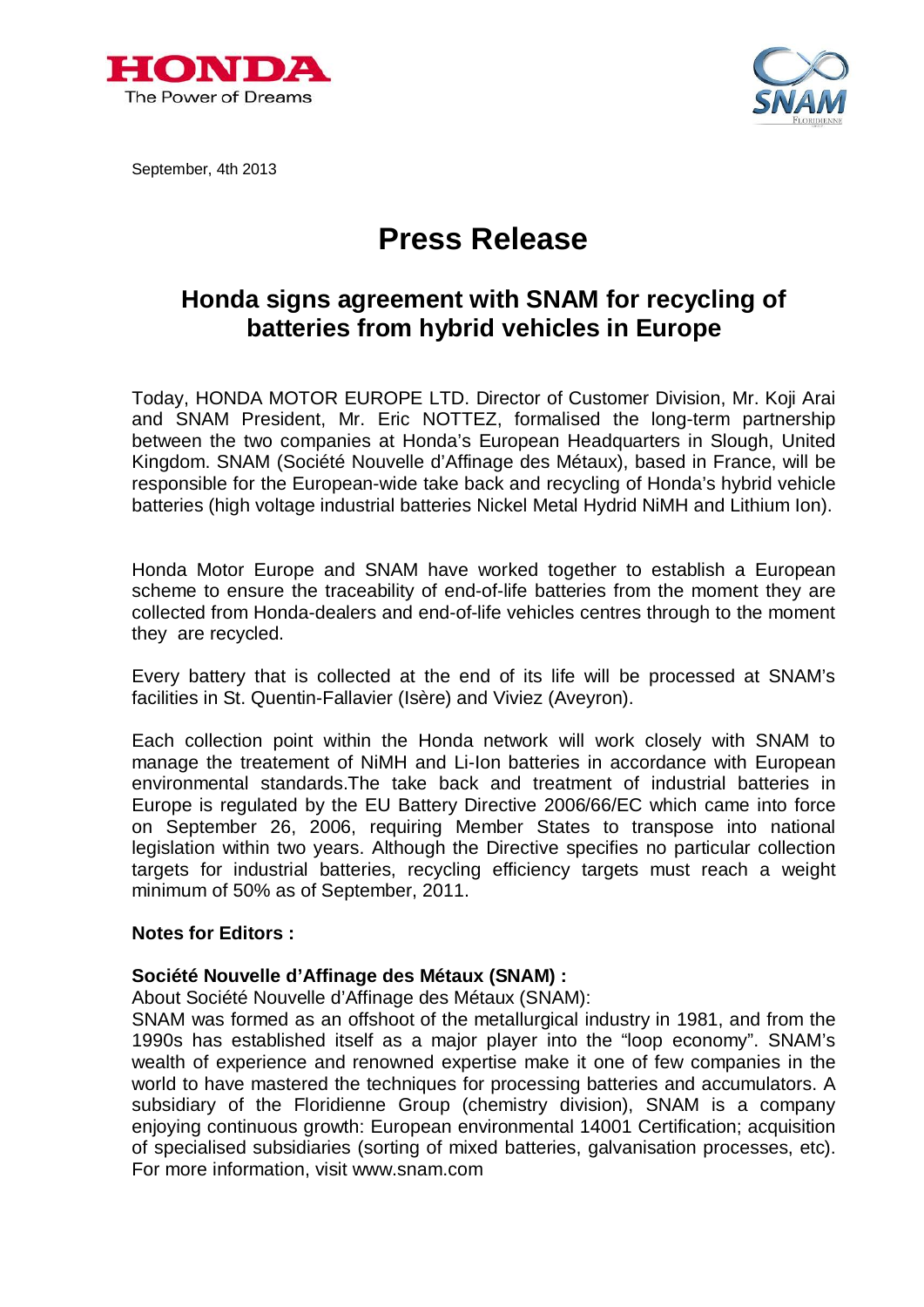September, 4th 2013

# Press Release

## Honda signs agreement with SNAM for recycling of batteries from hybrid vehicles in Europe

Today, HONDA MOTOR EUROPE LTD. Director of Customer Division, Mr. Koji Arai and SNAM President, Mr. Eric NOTTEZ, formalised the long-term partnership between the two companies at Honda's European Headquarters in Slough, United Kingdom. SNAM (Société Nouvelle d'Affinage des Métaux), based in France, will be responsible for the European-wide take back and recycling of Honda's hybrid vehicle batteries (high voltage industrial batteries Nickel Metal Hydrid NiMH and Lithium Ion).

Honda Motor Europe and SNAM have worked together to establish a European scheme to ensure the traceability of end-of-life batteries from the moment they are collected from Honda-dealers and end-of-life vehicles centres through to the moment they are recycled.

Every battery that is collected at the end of its life will be processed at SNAM's facilities in St. Quentin-Fallavier (Isère) and Viviez (Aveyron).

Each collection point within the Honda network will work closely with SNAM to manage the treatement of NiMH and Li-Ion batteries in accordance with European environmental standards.The take back and treatment of industrial batteries in Europe is regulated by the EU Battery Directive 2006/66/EC which came into force on September 26, 2006, requiring Member States to transpose into national legislation within two years. Although the Directive specifies no particular collection targets for industrial batteries, recycling efficiency targets must reach a weight minimum of 50% as of September, 2011.

**Notes for Editors :**

**Société Nouvelle d'Affinage des Métaux (SNAM) :**

About Société Nouvelle d'Affinage des Métaux (SNAM):

SNAM was formed as an offshoot of the metallurgical industry in 1981, and from the 1990s has established itself as a major player into the "loop economy". SNAM's wealth of experience and renowned expertise make it one of few companies in the world to have mastered the techniques for processing batteries and accumulators. A subsidiary of the Floridienne Group (chemistry division), SNAM is a company enjoying continuous growth: European environmental 14001 Certification; acquisition of specialised subsidiaries (sorting of mixed batteries, galvanisation processes, etc). For more information, visit www.snam.com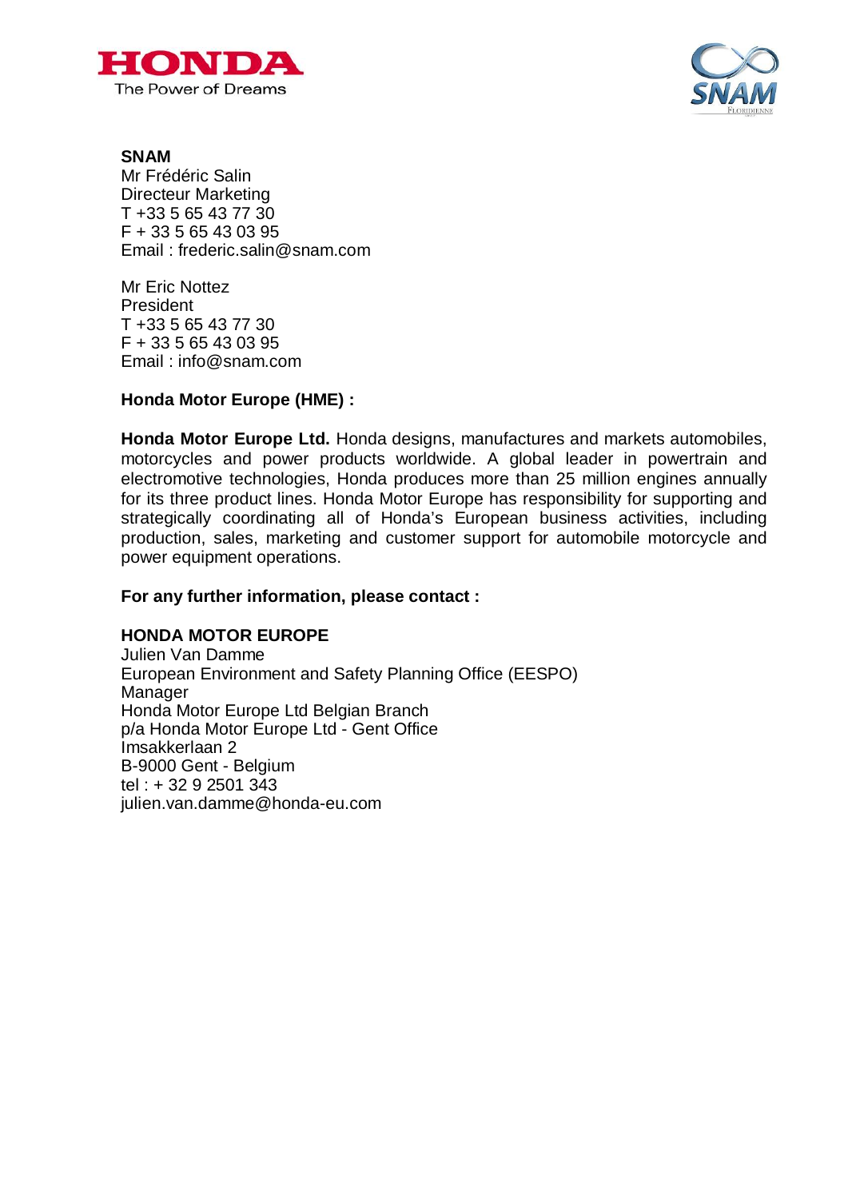**SNAM**
Mr Frédéric Salin
Directeur Marketing
T +33 5 65 43 77 30
F + 33 5 65 43 03 95
Email : frederic.salin@snam.com

Mr Eric Nottez
President
T +33 5 65 43 77 30
F + 33 5 65 43 03 95
Email : info@snam.com

**Honda Motor Europe (HME) :**

**Honda Motor Europe Ltd.** Honda designs, manufactures and markets automobiles, motorcycles and power products worldwide. A global leader in powertrain and electromotive technologies, Honda produces more than 25 million engines annually for its three product lines. Honda Motor Europe has responsibility for supporting and strategically coordinating all of Honda's European business activities, including production, sales, marketing and customer support for automobile motorcycle and power equipment operations.

**For any further information, please contact :**

**HONDA MOTOR EUROPE**
Julien Van Damme
European Environment and Safety Planning Office (EESPO)
Manager
Honda Motor Europe Ltd Belgian Branch
p/a Honda Motor Europe Ltd - Gent Office
Imsakkerlaan 2
B-9000 Gent - Belgium
tel : + 32 9 2501 343
julien.van.damme@honda-eu.com